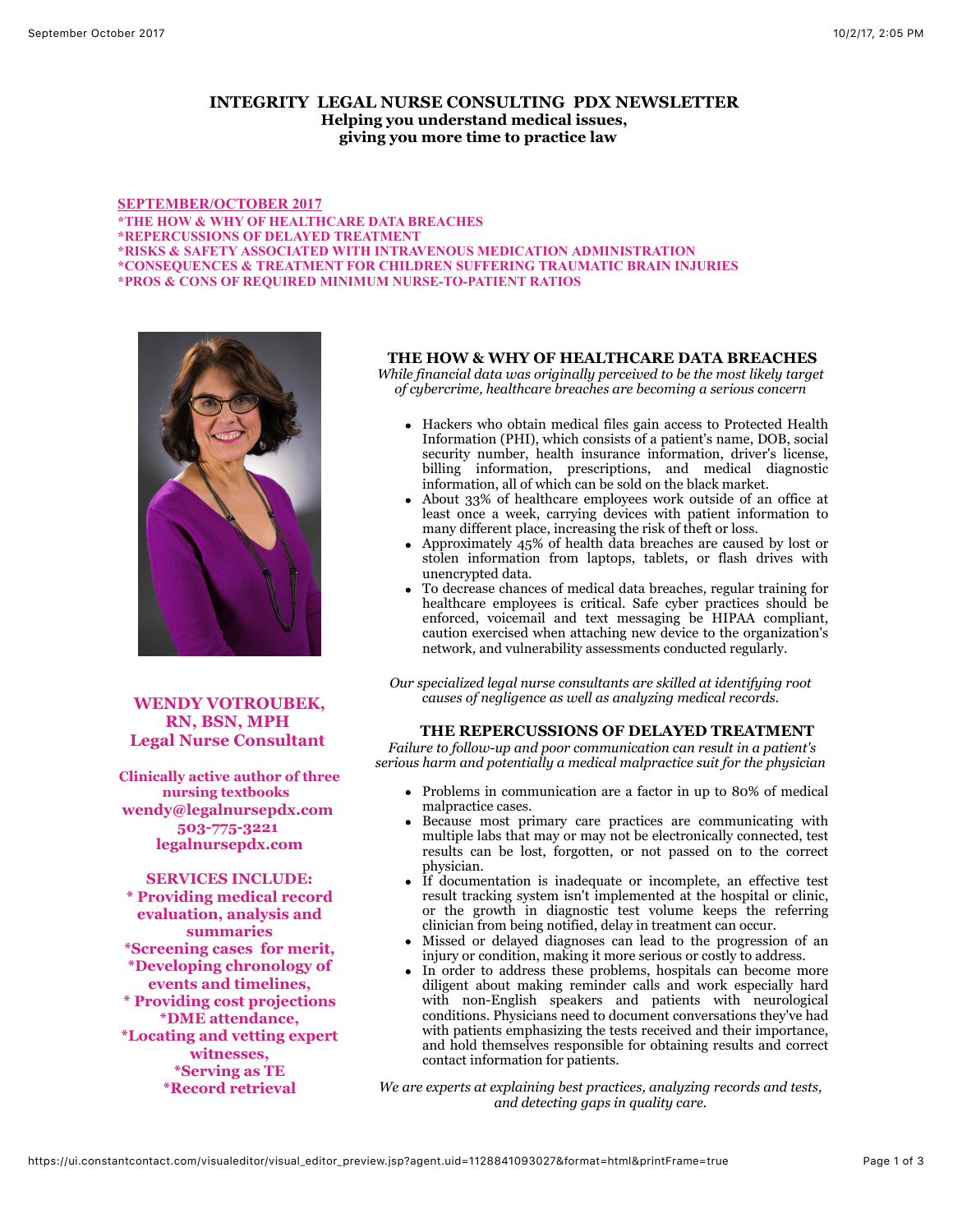# INTEGRITY LEGAL NURSE CONSULTING PDX NEWSLETTER

**Helping you understand medical issues, giving you more time to practice law**

**SEPTEMBER/OCTOBER 2017**

**\*THE HOW & WHY OF HEALTHCARE DATA BREACHES**
**\*REPERCUSSIONS OF DELAYED TREATMENT**
**\*RISKS & SAFETY ASSOCIATED WITH INTRAVENOUS MEDICATION ADMINISTRATION**
**\*CONSEQUENCES & TREATMENT FOR CHILDREN SUFFERING TRAUMATIC BRAIN INJURIES**
**\*PROS & CONS OF REQUIRED MINIMUM NURSE-TO-PATIENT RATIOS**

**WENDY VOTROUBEK, RN, BSN, MPH**
**Legal Nurse Consultant**

**Clinically active author of three nursing textbooks**
**wendy@legalnursepdx.com**
**503-775-3221**
**legalnursepdx.com**

**SERVICES INCLUDE:**
**\* Providing medical record evaluation, analysis and summaries**
**\*Screening cases for merit,**
**\*Developing chronology of events and timelines,**
**\* Providing cost projections**
**\*DME attendance,**
**\*Locating and vetting expert witnesses,**
**\*Serving as TE**
**\*Record retrieval**

## THE HOW & WHY OF HEALTHCARE DATA BREACHES

*While financial data was originally perceived to be the most likely target of cybercrime, healthcare breaches are becoming a serious concern*

- Hackers who obtain medical files gain access to Protected Health Information (PHI), which consists of a patient's name, DOB, social security number, health insurance information, driver's license, billing information, prescriptions, and medical diagnostic information, all of which can be sold on the black market.
- About 33% of healthcare employees work outside of an office at least once a week, carrying devices with patient information to many different place, increasing the risk of theft or loss.
- Approximately 45% of health data breaches are caused by lost or stolen information from laptops, tablets, or flash drives with unencrypted data.
- To decrease chances of medical data breaches, regular training for healthcare employees is critical. Safe cyber practices should be enforced, voicemail and text messaging be HIPAA compliant, caution exercised when attaching new device to the organization's network, and vulnerability assessments conducted regularly.

*Our specialized legal nurse consultants are skilled at identifying root causes of negligence as well as analyzing medical records.*

## THE REPERCUSSIONS OF DELAYED TREATMENT

*Failure to follow-up and poor communication can result in a patient's serious harm and potentially a medical malpractice suit for the physician*

- Problems in communication are a factor in up to 80% of medical malpractice cases.
- Because most primary care practices are communicating with multiple labs that may or may not be electronically connected, test results can be lost, forgotten, or not passed on to the correct physician.
- If documentation is inadequate or incomplete, an effective test result tracking system isn't implemented at the hospital or clinic, or the growth in diagnostic test volume keeps the referring clinician from being notified, delay in treatment can occur.
- Missed or delayed diagnoses can lead to the progression of an injury or condition, making it more serious or costly to address.
- In order to address these problems, hospitals can become more diligent about making reminder calls and work especially hard with non-English speakers and patients with neurological conditions. Physicians need to document conversations they've had with patients emphasizing the tests received and their importance, and hold themselves responsible for obtaining results and correct contact information for patients.

*We are experts at explaining best practices, analyzing records and tests, and detecting gaps in quality care.*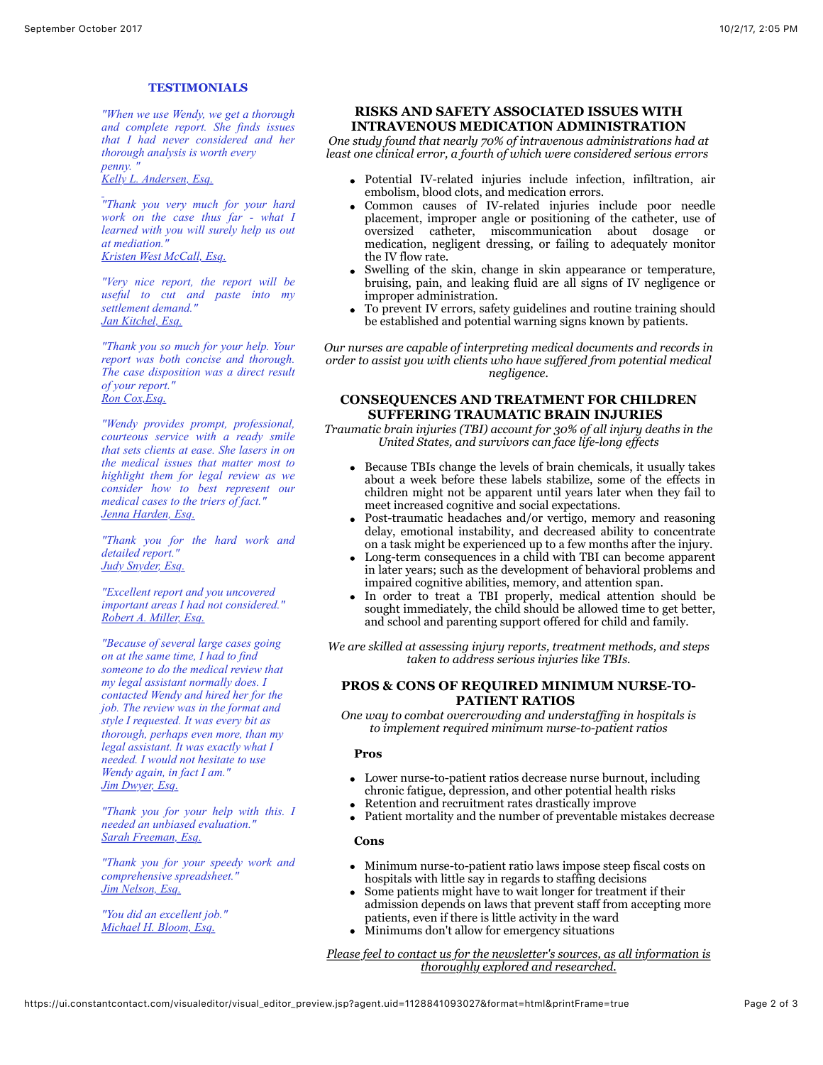## TESTIMONIALS

*"When we use Wendy, we get a thorough and complete report. She finds issues that I had never considered and her thorough analysis is worth every penny."*
Kelly L. Andersen, Esq.

*"Thank you very much for your hard work on the case thus far - what I learned with you will surely help us out at mediation."*
Kristen West McCall, Esq.

*"Very nice report, the report will be useful to cut and paste into my settlement demand."*
Jan Kitchel, Esq.

*"Thank you so much for your help. Your report was both concise and thorough. The case disposition was a direct result of your report."*
Ron Cox,Esq.

*"Wendy provides prompt, professional, courteous service with a ready smile that sets clients at ease. She lasers in on the medical issues that matter most to highlight them for legal review as we consider how to best represent our medical cases to the triers of fact."*
Jenna Harden, Esq.

*"Thank you for the hard work and detailed report."*
Judy Snyder, Esq.

*"Excellent report and you uncovered important areas I had not considered."*
Robert A. Miller, Esq.

*"Because of several large cases going on at the same time, I had to find someone to do the medical review that my legal assistant normally does. I contacted Wendy and hired her for the job. The review was in the format and style I requested. It was every bit as thorough, perhaps even more, than my legal assistant. It was exactly what I needed. I would not hesitate to use Wendy again, in fact I am."*
Jim Dwyer, Esq.

*"Thank you for your help with this. I needed an unbiased evaluation."*
Sarah Freeman, Esq.

*"Thank you for your speedy work and comprehensive spreadsheet."*
Jim Nelson, Esq.

*"You did an excellent job."*
Michael H. Bloom, Esq.

## RISKS AND SAFETY ASSOCIATED ISSUES WITH INTRAVENOUS MEDICATION ADMINISTRATION

*One study found that nearly 70% of intravenous administrations had at least one clinical error, a fourth of which were considered serious errors*

- Potential IV-related injuries include infection, infiltration, air embolism, blood clots, and medication errors.
- Common causes of IV-related injuries include poor needle placement, improper angle or positioning of the catheter, use of oversized catheter, miscommunication about dosage or medication, negligent dressing, or failing to adequately monitor the IV flow rate.
- Swelling of the skin, change in skin appearance or temperature, bruising, pain, and leaking fluid are all signs of IV negligence or improper administration.
- To prevent IV errors, safety guidelines and routine training should be established and potential warning signs known by patients.

*Our nurses are capable of interpreting medical documents and records in order to assist you with clients who have suffered from potential medical negligence.*

## CONSEQUENCES AND TREATMENT FOR CHILDREN SUFFERING TRAUMATIC BRAIN INJURIES

*Traumatic brain injuries (TBI) account for 30% of all injury deaths in the United States, and survivors can face life-long effects*

- Because TBIs change the levels of brain chemicals, it usually takes about a week before these labels stabilize, some of the effects in children might not be apparent until years later when they fail to meet increased cognitive and social expectations.
- Post-traumatic headaches and/or vertigo, memory and reasoning delay, emotional instability, and decreased ability to concentrate on a task might be experienced up to a few months after the injury.
- Long-term consequences in a child with TBI can become apparent in later years; such as the development of behavioral problems and impaired cognitive abilities, memory, and attention span.
- In order to treat a TBI properly, medical attention should be sought immediately, the child should be allowed time to get better, and school and parenting support offered for child and family.

*We are skilled at assessing injury reports, treatment methods, and steps taken to address serious injuries like TBIs.*

## PROS & CONS OF REQUIRED MINIMUM NURSE-TO-PATIENT RATIOS

*One way to combat overcrowding and understaffing in hospitals is to implement required minimum nurse-to-patient ratios*

**Pros**

- Lower nurse-to-patient ratios decrease nurse burnout, including chronic fatigue, depression, and other potential health risks
- Retention and recruitment rates drastically improve
- Patient mortality and the number of preventable mistakes decrease

**Cons**

- Minimum nurse-to-patient ratio laws impose steep fiscal costs on hospitals with little say in regards to staffing decisions
- Some patients might have to wait longer for treatment if their admission depends on laws that prevent staff from accepting more patients, even if there is little activity in the ward
- Minimums don't allow for emergency situations

*Please feel to contact us for the newsletter's sources, as all information is thoroughly explored and researched.*